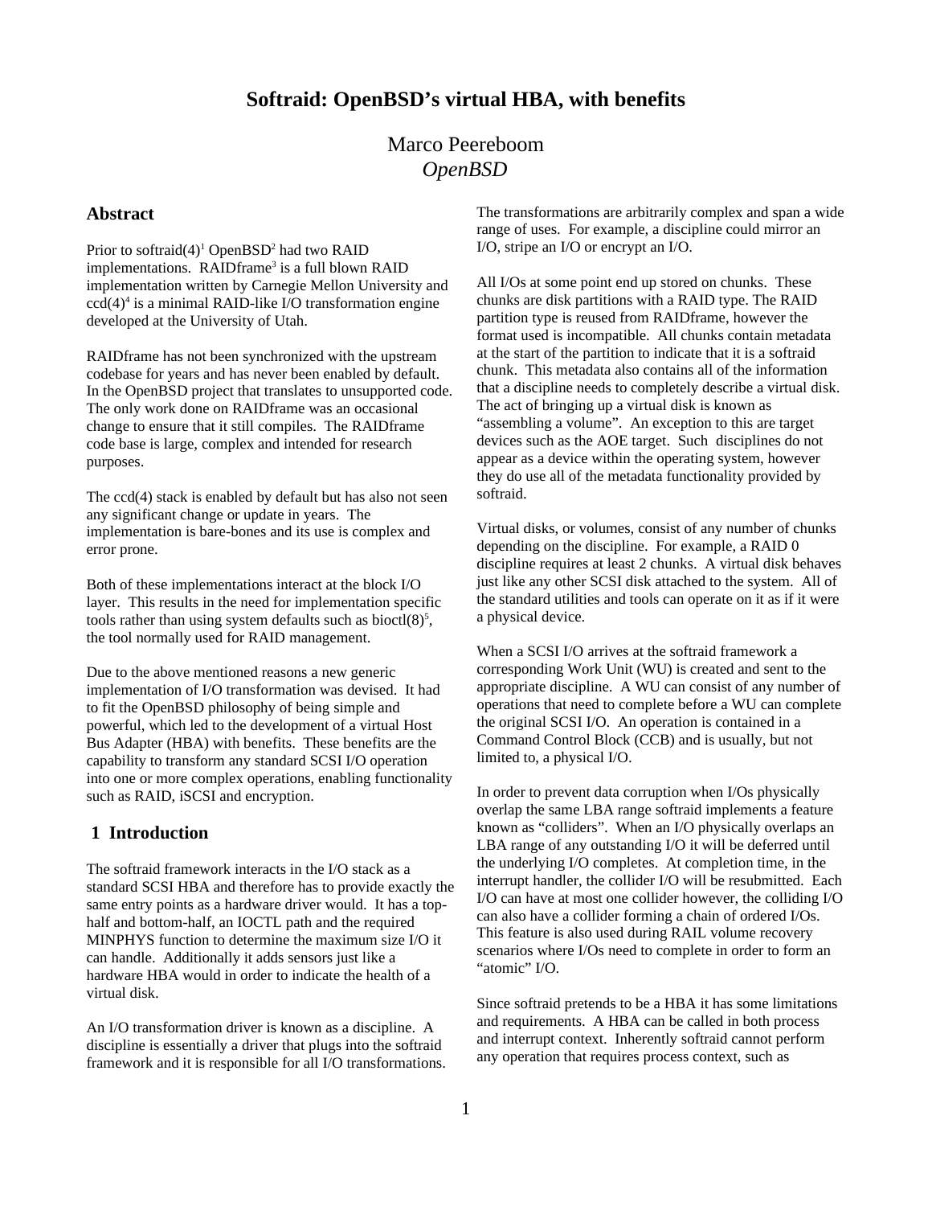# Softraid: OpenBSD's virtual HBA, with benefits

Marco Peereboom
*OpenBSD*

## Abstract

Prior to softraid(4)[1] OpenBSD[2] had two RAID implementations. RAIDframe[3] is a full blown RAID implementation written by Carnegie Mellon University and ccd(4)[4] is a minimal RAID-like I/O transformation engine developed at the University of Utah.

RAIDframe has not been synchronized with the upstream codebase for years and has never been enabled by default. In the OpenBSD project that translates to unsupported code. The only work done on RAIDframe was an occasional change to ensure that it still compiles. The RAIDframe code base is large, complex and intended for research purposes.

The ccd(4) stack is enabled by default but has also not seen any significant change or update in years. The implementation is bare-bones and its use is complex and error prone.

Both of these implementations interact at the block I/O layer. This results in the need for implementation specific tools rather than using system defaults such as bioctl(8)[5], the tool normally used for RAID management.

Due to the above mentioned reasons a new generic implementation of I/O transformation was devised. It had to fit the OpenBSD philosophy of being simple and powerful, which led to the development of a virtual Host Bus Adapter (HBA) with benefits. These benefits are the capability to transform any standard SCSI I/O operation into one or more complex operations, enabling functionality such as RAID, iSCSI and encryption.

## 1 Introduction

The softraid framework interacts in the I/O stack as a standard SCSI HBA and therefore has to provide exactly the same entry points as a hardware driver would. It has a top-half and bottom-half, an IOCTL path and the required MINPHYS function to determine the maximum size I/O it can handle. Additionally it adds sensors just like a hardware HBA would in order to indicate the health of a virtual disk.

An I/O transformation driver is known as a discipline. A discipline is essentially a driver that plugs into the softraid framework and it is responsible for all I/O transformations. The transformations are arbitrarily complex and span a wide range of uses. For example, a discipline could mirror an I/O, stripe an I/O or encrypt an I/O.

All I/Os at some point end up stored on chunks. These chunks are disk partitions with a RAID type. The RAID partition type is reused from RAIDframe, however the format used is incompatible. All chunks contain metadata at the start of the partition to indicate that it is a softraid chunk. This metadata also contains all of the information that a discipline needs to completely describe a virtual disk. The act of bringing up a virtual disk is known as "assembling a volume". An exception to this are target devices such as the AOE target. Such disciplines do not appear as a device within the operating system, however they do use all of the metadata functionality provided by softraid.

Virtual disks, or volumes, consist of any number of chunks depending on the discipline. For example, a RAID 0 discipline requires at least 2 chunks. A virtual disk behaves just like any other SCSI disk attached to the system. All of the standard utilities and tools can operate on it as if it were a physical device.

When a SCSI I/O arrives at the softraid framework a corresponding Work Unit (WU) is created and sent to the appropriate discipline. A WU can consist of any number of operations that need to complete before a WU can complete the original SCSI I/O. An operation is contained in a Command Control Block (CCB) and is usually, but not limited to, a physical I/O.

In order to prevent data corruption when I/Os physically overlap the same LBA range softraid implements a feature known as "colliders". When an I/O physically overlaps an LBA range of any outstanding I/O it will be deferred until the underlying I/O completes. At completion time, in the interrupt handler, the collider I/O will be resubmitted. Each I/O can have at most one collider however, the colliding I/O can also have a collider forming a chain of ordered I/Os. This feature is also used during RAIL volume recovery scenarios where I/Os need to complete in order to form an "atomic" I/O.

Since softraid pretends to be a HBA it has some limitations and requirements. A HBA can be called in both process and interrupt context. Inherently softraid cannot perform any operation that requires process context, such as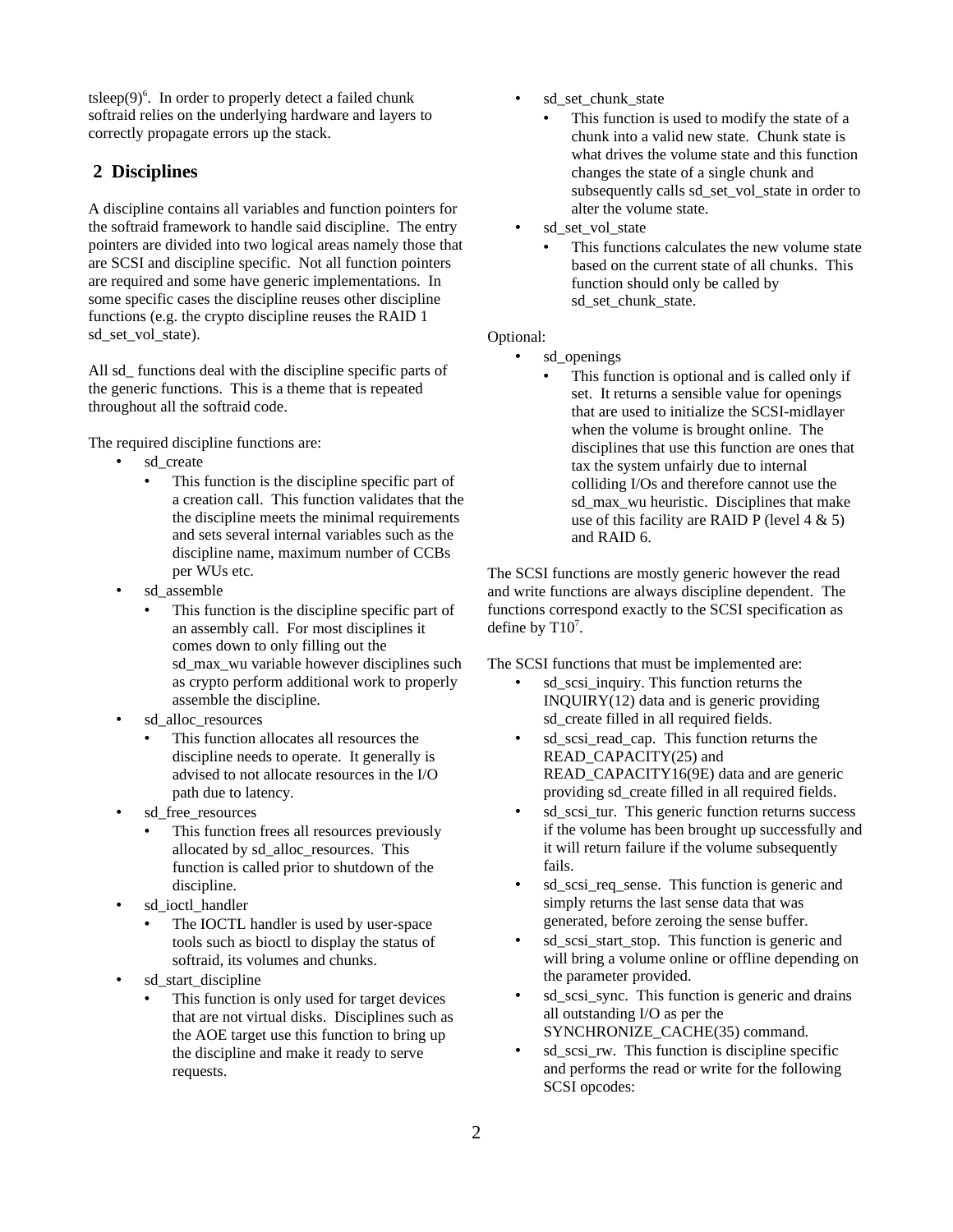tsleep(9)[6]. In order to properly detect a failed chunk softraid relies on the underlying hardware and layers to correctly propagate errors up the stack.

## 2 Disciplines

A discipline contains all variables and function pointers for the softraid framework to handle said discipline. The entry pointers are divided into two logical areas namely those that are SCSI and discipline specific. Not all function pointers are required and some have generic implementations. In some specific cases the discipline reuses other discipline functions (e.g. the crypto discipline reuses the RAID 1 sd_set_vol_state).

All sd_ functions deal with the discipline specific parts of the generic functions. This is a theme that is repeated throughout all the softraid code.

The required discipline functions are:

- sd_create
  - This function is the discipline specific part of a creation call. This function validates that the the discipline meets the minimal requirements and sets several internal variables such as the discipline name, maximum number of CCBs per WUs etc.
- sd_assemble
  - This function is the discipline specific part of an assembly call. For most disciplines it comes down to only filling out the sd_max_wu variable however disciplines such as crypto perform additional work to properly assemble the discipline.
- sd_alloc_resources
  - This function allocates all resources the discipline needs to operate. It generally is advised to not allocate resources in the I/O path due to latency.
- sd_free_resources
  - This function frees all resources previously allocated by sd_alloc_resources. This function is called prior to shutdown of the discipline.
- sd_ioctl_handler
  - The IOCTL handler is used by user-space tools such as bioctl to display the status of softraid, its volumes and chunks.
- sd_start_discipline
  - This function is only used for target devices that are not virtual disks. Disciplines such as the AOE target use this function to bring up the discipline and make it ready to serve requests.
- sd_set_chunk_state
  - This function is used to modify the state of a chunk into a valid new state. Chunk state is what drives the volume state and this function changes the state of a single chunk and subsequently calls sd_set_vol_state in order to alter the volume state.
- sd_set_vol_state
  - This functions calculates the new volume state based on the current state of all chunks. This function should only be called by sd_set_chunk_state.

Optional:

- sd_openings
  - This function is optional and is called only if set. It returns a sensible value for openings that are used to initialize the SCSI-midlayer when the volume is brought online. The disciplines that use this function are ones that tax the system unfairly due to internal colliding I/Os and therefore cannot use the sd_max_wu heuristic. Disciplines that make use of this facility are RAID P (level 4 & 5) and RAID 6.

The SCSI functions are mostly generic however the read and write functions are always discipline dependent. The functions correspond exactly to the SCSI specification as define by T10[7].

The SCSI functions that must be implemented are:

- sd_scsi_inquiry. This function returns the INQUIRY(12) data and is generic providing sd_create filled in all required fields.
- sd_scsi_read_cap. This function returns the READ_CAPACITY(25) and READ_CAPACITY16(9E) data and are generic providing sd_create filled in all required fields.
- sd_scsi_tur. This generic function returns success if the volume has been brought up successfully and it will return failure if the volume subsequently fails.
- sd_scsi_req_sense. This function is generic and simply returns the last sense data that was generated, before zeroing the sense buffer.
- sd_scsi_start_stop. This function is generic and will bring a volume online or offline depending on the parameter provided.
- sd_scsi_sync. This function is generic and drains all outstanding I/O as per the SYNCHRONIZE_CACHE(35) command.
- sd_scsi_rw. This function is discipline specific and performs the read or write for the following SCSI opcodes: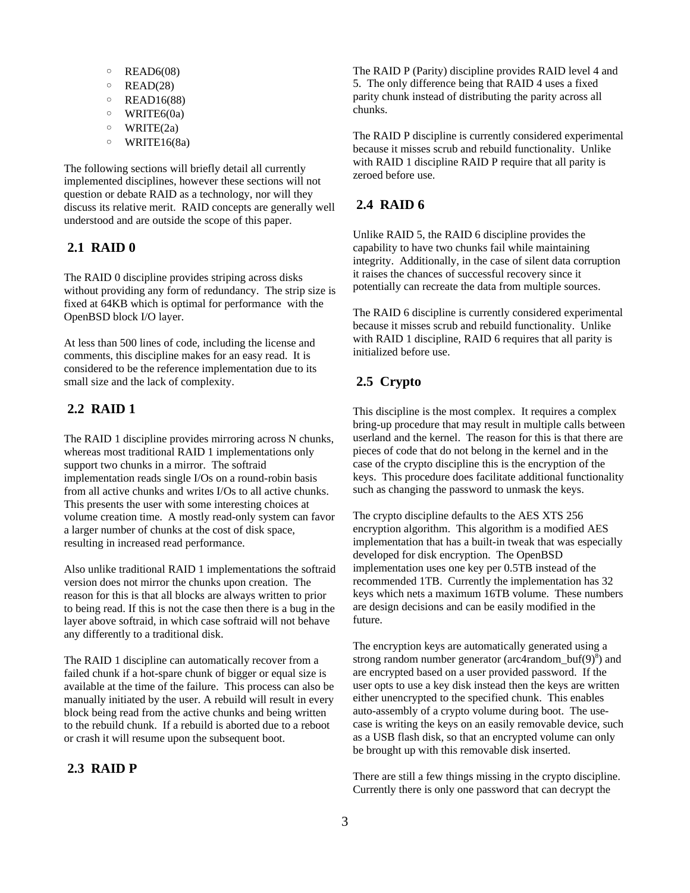- READ6(08)
- READ(28)
- READ16(88)
- WRITE6(0a)
- WRITE(2a)
- WRITE16(8a)

The following sections will briefly detail all currently implemented disciplines, however these sections will not question or debate RAID as a technology, nor will they discuss its relative merit. RAID concepts are generally well understood and are outside the scope of this paper.

## 2.1 RAID 0

The RAID 0 discipline provides striping across disks without providing any form of redundancy. The strip size is fixed at 64KB which is optimal for performance with the OpenBSD block I/O layer.

At less than 500 lines of code, including the license and comments, this discipline makes for an easy read. It is considered to be the reference implementation due to its small size and the lack of complexity.

## 2.2 RAID 1

The RAID 1 discipline provides mirroring across N chunks, whereas most traditional RAID 1 implementations only support two chunks in a mirror. The softraid implementation reads single I/Os on a round-robin basis from all active chunks and writes I/Os to all active chunks. This presents the user with some interesting choices at volume creation time. A mostly read-only system can favor a larger number of chunks at the cost of disk space, resulting in increased read performance.

Also unlike traditional RAID 1 implementations the softraid version does not mirror the chunks upon creation. The reason for this is that all blocks are always written to prior to being read. If this is not the case then there is a bug in the layer above softraid, in which case softraid will not behave any differently to a traditional disk.

The RAID 1 discipline can automatically recover from a failed chunk if a hot-spare chunk of bigger or equal size is available at the time of the failure. This process can also be manually initiated by the user. A rebuild will result in every block being read from the active chunks and being written to the rebuild chunk. If a rebuild is aborted due to a reboot or crash it will resume upon the subsequent boot.

## 2.3 RAID P

The RAID P (Parity) discipline provides RAID level 4 and 5. The only difference being that RAID 4 uses a fixed parity chunk instead of distributing the parity across all chunks.

The RAID P discipline is currently considered experimental because it misses scrub and rebuild functionality. Unlike with RAID 1 discipline RAID P require that all parity is zeroed before use.

## 2.4 RAID 6

Unlike RAID 5, the RAID 6 discipline provides the capability to have two chunks fail while maintaining integrity. Additionally, in the case of silent data corruption it raises the chances of successful recovery since it potentially can recreate the data from multiple sources.

The RAID 6 discipline is currently considered experimental because it misses scrub and rebuild functionality. Unlike with RAID 1 discipline, RAID 6 requires that all parity is initialized before use.

## 2.5 Crypto

This discipline is the most complex. It requires a complex bring-up procedure that may result in multiple calls between userland and the kernel. The reason for this is that there are pieces of code that do not belong in the kernel and in the case of the crypto discipline this is the encryption of the keys. This procedure does facilitate additional functionality such as changing the password to unmask the keys.

The crypto discipline defaults to the AES XTS 256 encryption algorithm. This algorithm is a modified AES implementation that has a built-in tweak that was especially developed for disk encryption. The OpenBSD implementation uses one key per 0.5TB instead of the recommended 1TB. Currently the implementation has 32 keys which nets a maximum 16TB volume. These numbers are design decisions and can be easily modified in the future.

The encryption keys are automatically generated using a strong random number generator (arc4random_buf(9)[8]) and are encrypted based on a user provided password. If the user opts to use a key disk instead then the keys are written either unencrypted to the specified chunk. This enables auto-assembly of a crypto volume during boot. The use-case is writing the keys on an easily removable device, such as a USB flash disk, so that an encrypted volume can only be brought up with this removable disk inserted.

There are still a few things missing in the crypto discipline. Currently there is only one password that can decrypt the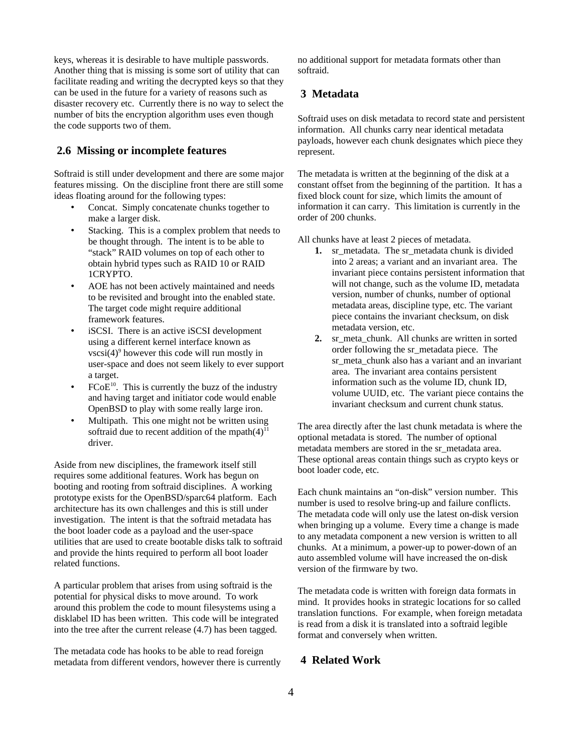keys, whereas it is desirable to have multiple passwords. Another thing that is missing is some sort of utility that can facilitate reading and writing the decrypted keys so that they can be used in the future for a variety of reasons such as disaster recovery etc. Currently there is no way to select the number of bits the encryption algorithm uses even though the code supports two of them.

## 2.6 Missing or incomplete features

Softraid is still under development and there are some major features missing. On the discipline front there are still some ideas floating around for the following types:

- Concat. Simply concatenate chunks together to make a larger disk.
- Stacking. This is a complex problem that needs to be thought through. The intent is to be able to "stack" RAID volumes on top of each other to obtain hybrid types such as RAID 10 or RAID 1CRYPTO.
- AOE has not been actively maintained and needs to be revisited and brought into the enabled state. The target code might require additional framework features.
- iSCSI. There is an active iSCSI development using a different kernel interface known as vscsi(4)[9] however this code will run mostly in user-space and does not seem likely to ever support a target.
- FCoE[10]. This is currently the buzz of the industry and having target and initiator code would enable OpenBSD to play with some really large iron.
- Multipath. This one might not be written using softraid due to recent addition of the mpath(4)[11] driver.

Aside from new disciplines, the framework itself still requires some additional features. Work has begun on booting and rooting from softraid disciplines. A working prototype exists for the OpenBSD/sparc64 platform. Each architecture has its own challenges and this is still under investigation. The intent is that the softraid metadata has the boot loader code as a payload and the user-space utilities that are used to create bootable disks talk to softraid and provide the hints required to perform all boot loader related functions.

A particular problem that arises from using softraid is the potential for physical disks to move around. To work around this problem the code to mount filesystems using a disklabel ID has been written. This code will be integrated into the tree after the current release (4.7) has been tagged.

The metadata code has hooks to be able to read foreign metadata from different vendors, however there is currently no additional support for metadata formats other than softraid.

# 3 Metadata

Softraid uses on disk metadata to record state and persistent information. All chunks carry near identical metadata payloads, however each chunk designates which piece they represent.

The metadata is written at the beginning of the disk at a constant offset from the beginning of the partition. It has a fixed block count for size, which limits the amount of information it can carry. This limitation is currently in the order of 200 chunks.

All chunks have at least 2 pieces of metadata.

1. sr_metadata. The sr_metadata chunk is divided into 2 areas; a variant and an invariant area. The invariant piece contains persistent information that will not change, such as the volume ID, metadata version, number of chunks, number of optional metadata areas, discipline type, etc. The variant piece contains the invariant checksum, on disk metadata version, etc.
2. sr_meta_chunk. All chunks are written in sorted order following the sr_metadata piece. The sr_meta_chunk also has a variant and an invariant area. The invariant area contains persistent information such as the volume ID, chunk ID, volume UUID, etc. The variant piece contains the invariant checksum and current chunk status.

The area directly after the last chunk metadata is where the optional metadata is stored. The number of optional metadata members are stored in the sr_metadata area. These optional areas contain things such as crypto keys or boot loader code, etc.

Each chunk maintains an "on-disk" version number. This number is used to resolve bring-up and failure conflicts. The metadata code will only use the latest on-disk version when bringing up a volume. Every time a change is made to any metadata component a new version is written to all chunks. At a minimum, a power-up to power-down of an auto assembled volume will have increased the on-disk version of the firmware by two.

The metadata code is written with foreign data formats in mind. It provides hooks in strategic locations for so called translation functions. For example, when foreign metadata is read from a disk it is translated into a softraid legible format and conversely when written.

# 4 Related Work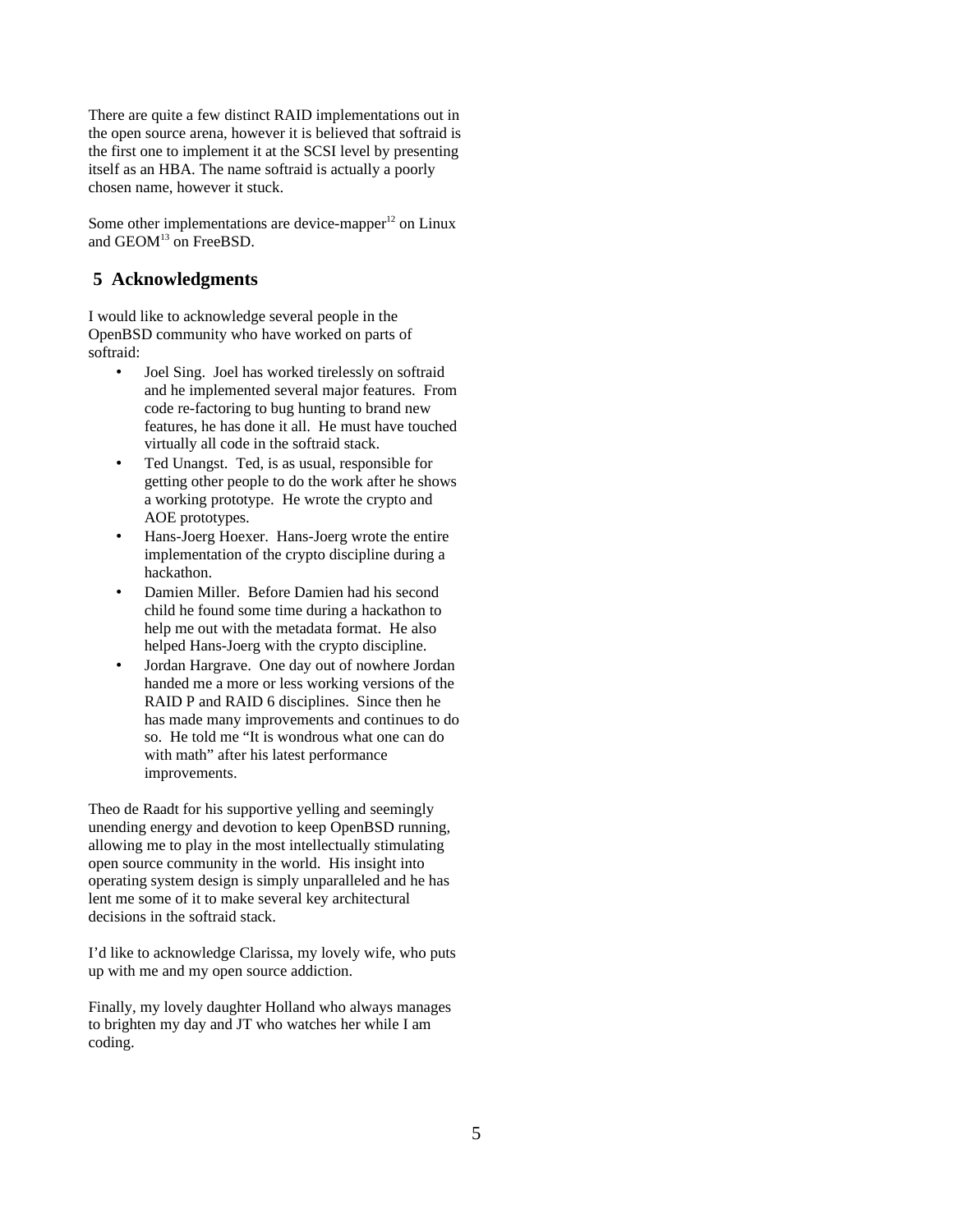There are quite a few distinct RAID implementations out in the open source arena, however it is believed that softraid is the first one to implement it at the SCSI level by presenting itself as an HBA. The name softraid is actually a poorly chosen name, however it stuck.

Some other implementations are device-mapper[12] on Linux and GEOM[13] on FreeBSD.

## 5 Acknowledgments

I would like to acknowledge several people in the OpenBSD community who have worked on parts of softraid:

- Joel Sing. Joel has worked tirelessly on softraid and he implemented several major features. From code re-factoring to bug hunting to brand new features, he has done it all. He must have touched virtually all code in the softraid stack.
- Ted Unangst. Ted, is as usual, responsible for getting other people to do the work after he shows a working prototype. He wrote the crypto and AOE prototypes.
- Hans-Joerg Hoexer. Hans-Joerg wrote the entire implementation of the crypto discipline during a hackathon.
- Damien Miller. Before Damien had his second child he found some time during a hackathon to help me out with the metadata format. He also helped Hans-Joerg with the crypto discipline.
- Jordan Hargrave. One day out of nowhere Jordan handed me a more or less working versions of the RAID P and RAID 6 disciplines. Since then he has made many improvements and continues to do so. He told me "It is wondrous what one can do with math" after his latest performance improvements.

Theo de Raadt for his supportive yelling and seemingly unending energy and devotion to keep OpenBSD running, allowing me to play in the most intellectually stimulating open source community in the world. His insight into operating system design is simply unparalleled and he has lent me some of it to make several key architectural decisions in the softraid stack.

I'd like to acknowledge Clarissa, my lovely wife, who puts up with me and my open source addiction.

Finally, my lovely daughter Holland who always manages to brighten my day and JT who watches her while I am coding.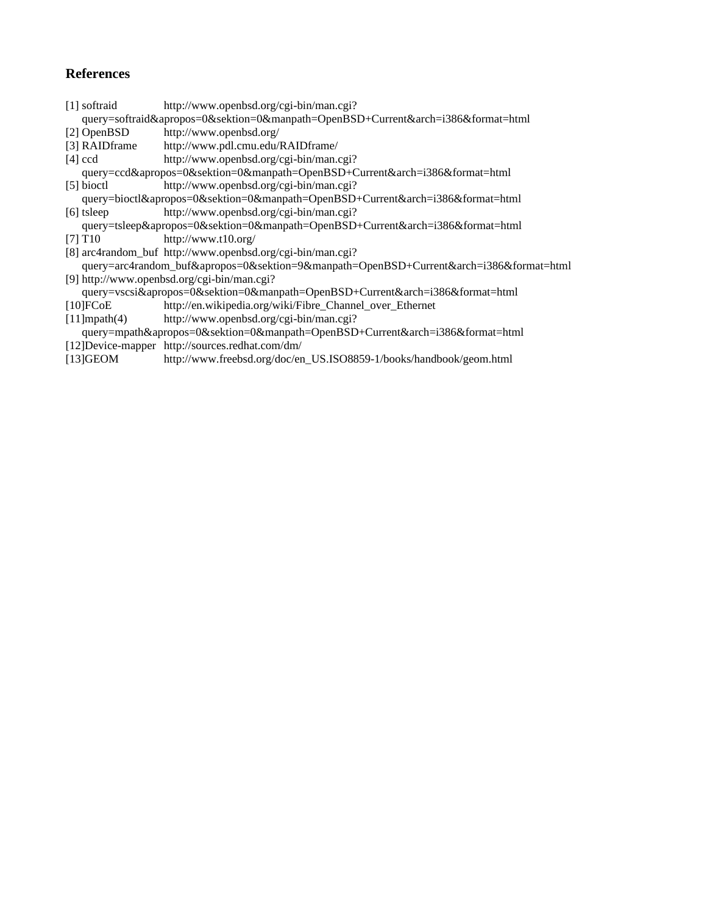### References

[1] softraid http://www.openbsd.org/cgi-bin/man.cgi?query=softraid&apropos=0&sektion=0&manpath=OpenBSD+Current&arch=i386&format=html

[2] OpenBSD http://www.openbsd.org/

[3] RAIDframe http://www.pdl.cmu.edu/RAIDframe/

[4] ccd http://www.openbsd.org/cgi-bin/man.cgi?query=ccd&apropos=0&sektion=0&manpath=OpenBSD+Current&arch=i386&format=html

[5] bioctl http://www.openbsd.org/cgi-bin/man.cgi?query=bioctl&apropos=0&sektion=0&manpath=OpenBSD+Current&arch=i386&format=html

[6] tsleep http://www.openbsd.org/cgi-bin/man.cgi?query=tsleep&apropos=0&sektion=0&manpath=OpenBSD+Current&arch=i386&format=html

[7] T10 http://www.t10.org/

[8] arc4random_buf http://www.openbsd.org/cgi-bin/man.cgi?query=arc4random_buf&apropos=0&sektion=9&manpath=OpenBSD+Current&arch=i386&format=html

[9] http://www.openbsd.org/cgi-bin/man.cgi?query=vscsi&apropos=0&sektion=0&manpath=OpenBSD+Current&arch=i386&format=html

[10]FCoE http://en.wikipedia.org/wiki/Fibre_Channel_over_Ethernet

[11]mpath(4) http://www.openbsd.org/cgi-bin/man.cgi?query=mpath&apropos=0&sektion=0&manpath=OpenBSD+Current&arch=i386&format=html

[12]Device-mapper http://sources.redhat.com/dm/

[13]GEOM http://www.freebsd.org/doc/en_US.ISO8859-1/books/handbook/geom.html